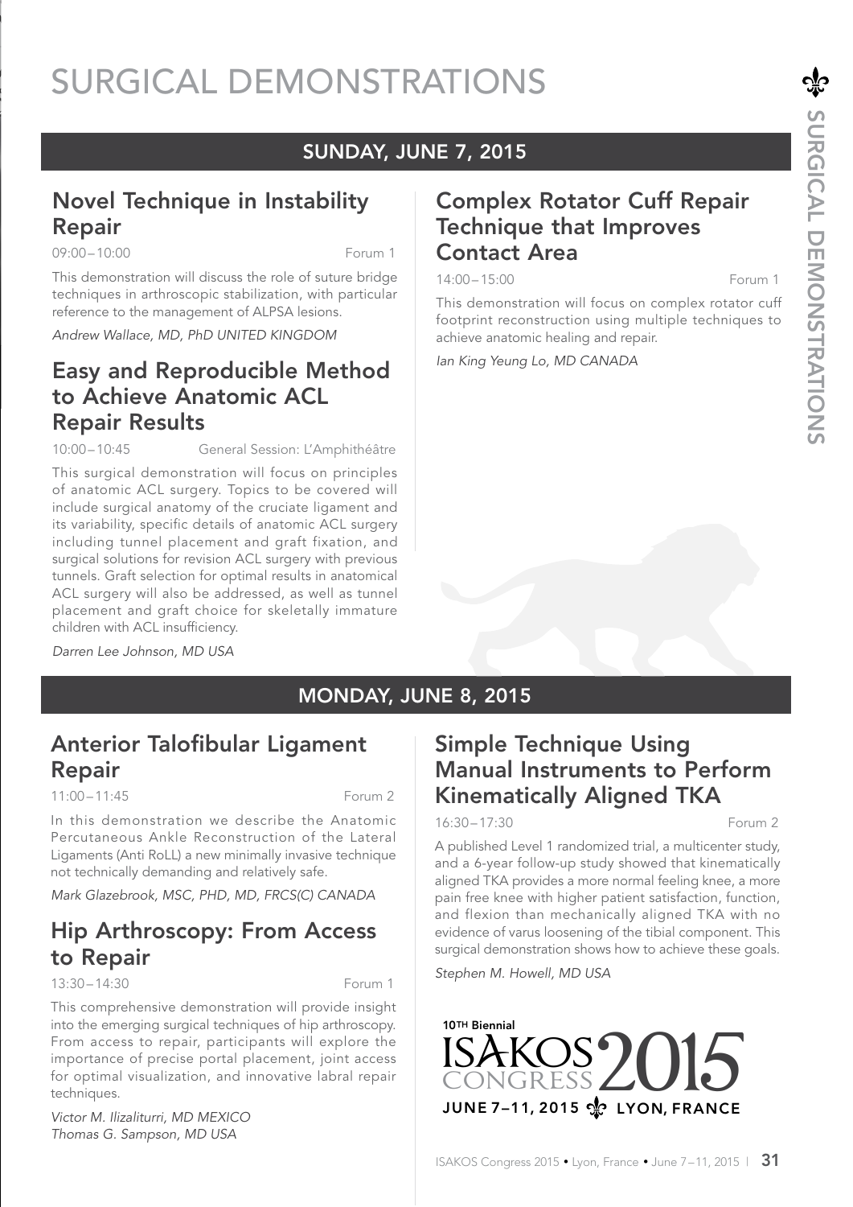# SURGICAL DEMONSTRATIONS

## SUNDAY, JUNE 7, 2015

### Novel Technique in Instability Repair

09:00–10:00 Forum 1

This demonstration will discuss the role of suture bridge techniques in arthroscopic stabilization, with particular reference to the management of ALPSA lesions.

*Andrew Wallace, MD, PhD UNITED KINGDOM*

### Easy and Reproducible Method to Achieve Anatomic ACL Repair Results

10:00–10:45 General Session: L'Amphithéâtre

This surgical demonstration will focus on principles of anatomic ACL surgery. Topics to be covered will include surgical anatomy of the cruciate ligament and its variability, specific details of anatomic ACL surgery including tunnel placement and graft fixation, and surgical solutions for revision ACL surgery with previous tunnels. Graft selection for optimal results in anatomical ACL surgery will also be addressed, as well as tunnel placement and graft choice for skeletally immature children with ACL insufficiency.

*Darren Lee Johnson, MD USA*

### Complex Rotator Cuff Repair Technique that Improves Contact Area

14:00–15:00 Forum 1

This demonstration will focus on complex rotator cuff footprint reconstruction using multiple techniques to achieve anatomic healing and repair.

*Ian King Yeung Lo, MD CANADA*

## MONDAY, JUNE 8, 2015

### Anterior Talofibular Ligament Repair

11:00–11:45 Forum 2

In this demonstration we describe the Anatomic Percutaneous Ankle Reconstruction of the Lateral Ligaments (Anti RoLL) a new minimally invasive technique not technically demanding and relatively safe.

*Mark Glazebrook, MSC, PHD, MD, FRCS(C) CANADA*

### Hip Arthroscopy: From Access to Repair

13:30–14:30 Forum 1

This comprehensive demonstration will provide insight into the emerging surgical techniques of hip arthroscopy. From access to repair, participants will explore the importance of precise portal placement, joint access for optimal visualization, and innovative labral repair techniques.

*Victor M. Ilizaliturri, MD MEXICO*
*Thomas G. Sampson, MD USA*

### Simple Technique Using Manual Instruments to Perform Kinematically Aligned TKA

16:30–17:30 Forum 2

A published Level 1 randomized trial, a multicenter study, and a 6-year follow-up study showed that kinematically aligned TKA provides a more normal feeling knee, a more pain free knee with higher patient satisfaction, function, and flexion than mechanically aligned TKA with no evidence of varus loosening of the tibial component. This surgical demonstration shows how to achieve these goals.

*Stephen M. Howell, MD USA*

10TH Biennial ISAKOS CONGRESS 2015
JUNE 7–11, 2015 LYON, FRANCE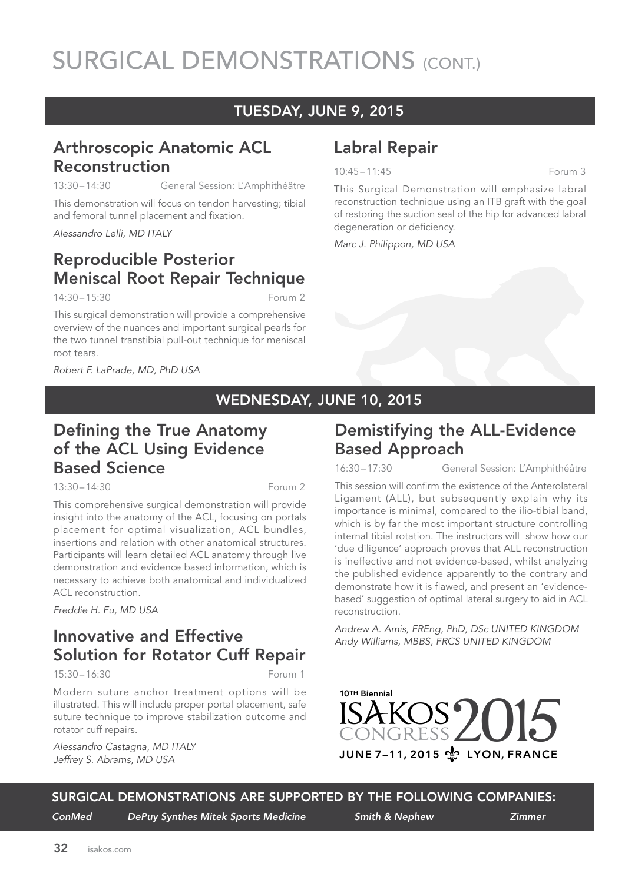# SURGICAL DEMONSTRATIONS (CONT.)

## TUESDAY, JUNE 9, 2015

### Arthroscopic Anatomic ACL Reconstruction

13:30 – 14:30 General Session: L'Amphithéâtre

This demonstration will focus on tendon harvesting; tibial and femoral tunnel placement and fixation.

*Alessandro Lelli, MD ITALY*

### Reproducible Posterior Meniscal Root Repair Technique

14:30 – 15:30 Forum 2

This surgical demonstration will provide a comprehensive overview of the nuances and important surgical pearls for the two tunnel transtibial pull-out technique for meniscal root tears.

*Robert F. LaPrade, MD, PhD USA*

### Labral Repair

10:45 – 11:45 Forum 3

This Surgical Demonstration will emphasize labral reconstruction technique using an ITB graft with the goal of restoring the suction seal of the hip for advanced labral degeneration or deficiency.

*Marc J. Philippon, MD USA*

## WEDNESDAY, JUNE 10, 2015

### Defining the True Anatomy of the ACL Using Evidence Based Science

13:30 – 14:30 Forum 2

This comprehensive surgical demonstration will provide insight into the anatomy of the ACL, focusing on portals placement for optimal visualization, ACL bundles, insertions and relation with other anatomical structures. Participants will learn detailed ACL anatomy through live demonstration and evidence based information, which is necessary to achieve both anatomical and individualized ACL reconstruction.

*Freddie H. Fu, MD USA*

### Innovative and Effective Solution for Rotator Cuff Repair

15:30 – 16:30 Forum 1

Modern suture anchor treatment options will be illustrated. This will include proper portal placement, safe suture technique to improve stabilization outcome and rotator cuff repairs.

*Alessandro Castagna, MD ITALY*
*Jeffrey S. Abrams, MD USA*

### Demistifying the ALL-Evidence Based Approach

16:30 – 17:30 General Session: L'Amphithéâtre

This session will confirm the existence of the Anterolateral Ligament (ALL), but subsequently explain why its importance is minimal, compared to the ilio-tibial band, which is by far the most important structure controlling internal tibial rotation. The instructors will show how our 'due diligence' approach proves that ALL reconstruction is ineffective and not evidence-based, whilst analyzing the published evidence apparently to the contrary and demonstrate how it is flawed, and present an 'evidence-based' suggestion of optimal lateral surgery to aid in ACL reconstruction.

*Andrew A. Amis, FREng, PhD, DSc UNITED KINGDOM*
*Andy Williams, MBBS, FRCS UNITED KINGDOM*

10TH Biennial ISAKOS CONGRESS 2015
JUNE 7–11, 2015 LYON, FRANCE

## SURGICAL DEMONSTRATIONS ARE SUPPORTED BY THE FOLLOWING COMPANIES:

*ConMed* *DePuy Synthes Mitek Sports Medicine* *Smith & Nephew* *Zimmer*